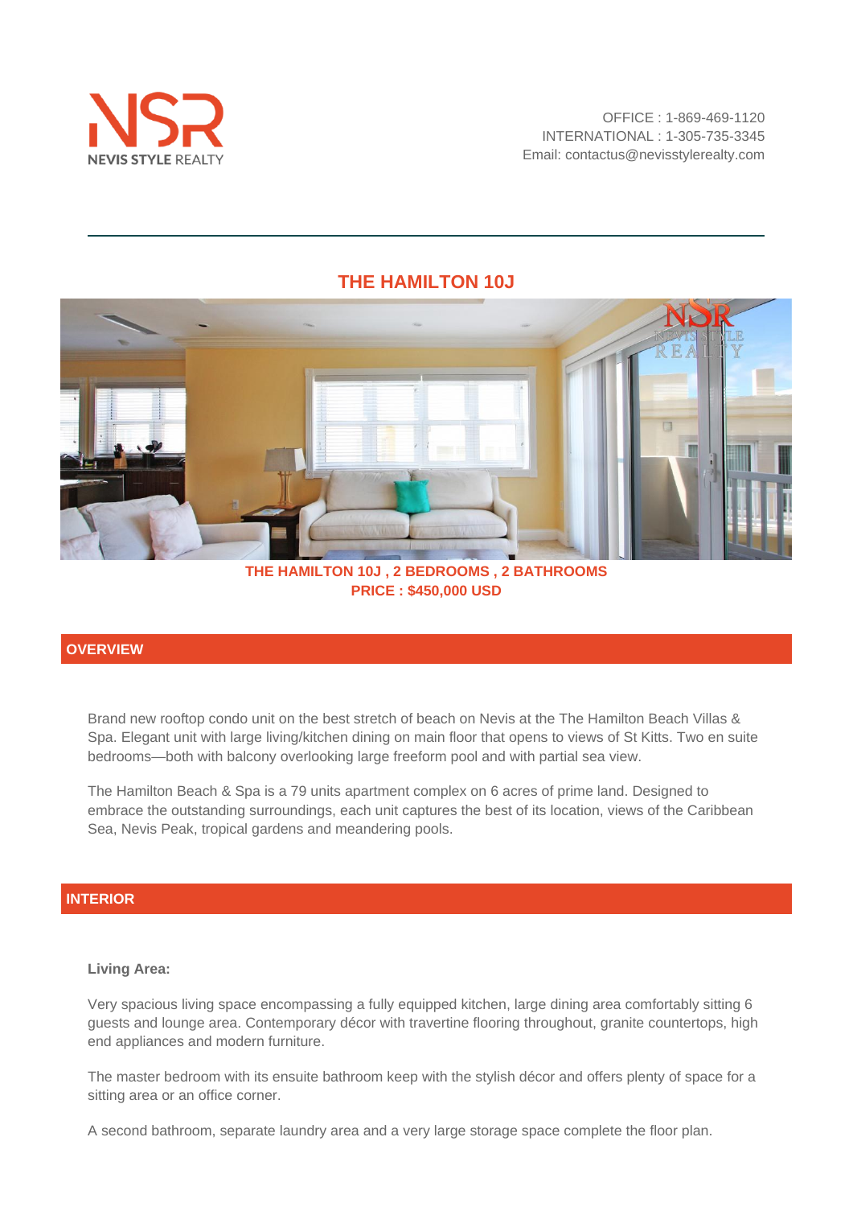NEVIS STYLE REALTY

OFFICE : 1-869-469-1120
INTERNATIONAL : 1-305-735-3345
Email: contactus@nevisstylerealty.com

# THE HAMILTON 10J

**THE HAMILTON 10J , 2 BEDROOMS , 2 BATHROOMS**
**PRICE : $450,000 USD**

## OVERVIEW

Brand new rooftop condo unit on the best stretch of beach on Nevis at the The Hamilton Beach Villas & Spa. Elegant unit with large living/kitchen dining on main floor that opens to views of St Kitts. Two en suite bedrooms—both with balcony overlooking large freeform pool and with partial sea view.

The Hamilton Beach & Spa is a 79 units apartment complex on 6 acres of prime land. Designed to embrace the outstanding surroundings, each unit captures the best of its location, views of the Caribbean Sea, Nevis Peak, tropical gardens and meandering pools.

## INTERIOR

**Living Area:**

Very spacious living space encompassing a fully equipped kitchen, large dining area comfortably sitting 6 guests and lounge area. Contemporary décor with travertine flooring throughout, granite countertops, high end appliances and modern furniture.

The master bedroom with its ensuite bathroom keep with the stylish décor and offers plenty of space for a sitting area or an office corner.

A second bathroom, separate laundry area and a very large storage space complete the floor plan.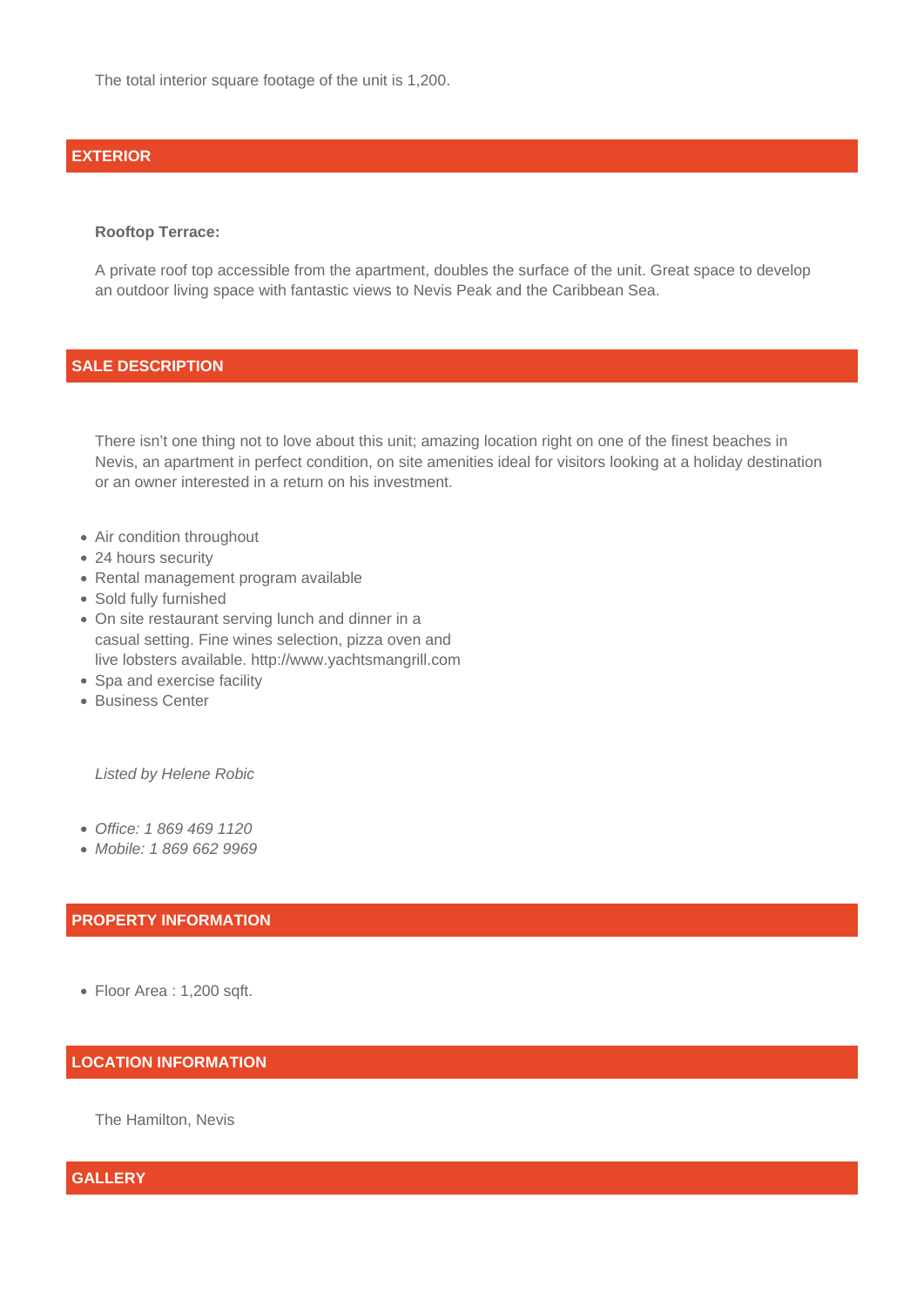The total interior square footage of the unit is 1,200.

## EXTERIOR

**Rooftop Terrace:**

A private roof top accessible from the apartment, doubles the surface of the unit. Great space to develop an outdoor living space with fantastic views to Nevis Peak and the Caribbean Sea.

## SALE DESCRIPTION

There isn't one thing not to love about this unit; amazing location right on one of the finest beaches in Nevis, an apartment in perfect condition, on site amenities ideal for visitors looking at a holiday destination or an owner interested in a return on his investment.

- Air condition throughout
- 24 hours security
- Rental management program available
- Sold fully furnished
- On site restaurant serving lunch and dinner in a casual setting. Fine wines selection, pizza oven and live lobsters available. http://www.yachtsmangrill.com
- Spa and exercise facility
- Business Center

*Listed by Helene Robic*

- *Office: 1 869 469 1120*
- *Mobile: 1 869 662 9969*

## PROPERTY INFORMATION

- Floor Area : 1,200 sqft.

## LOCATION INFORMATION

The Hamilton, Nevis

## GALLERY